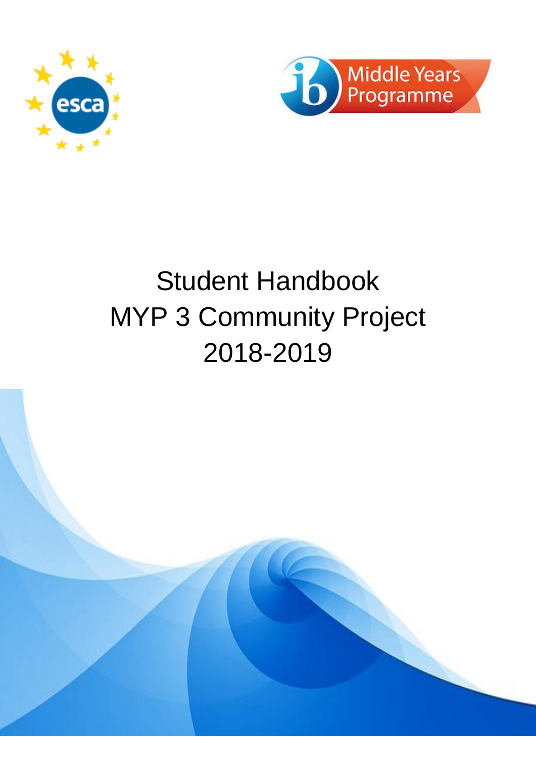# Student Handbook
# MYP 3 Community Project
# 2018-2019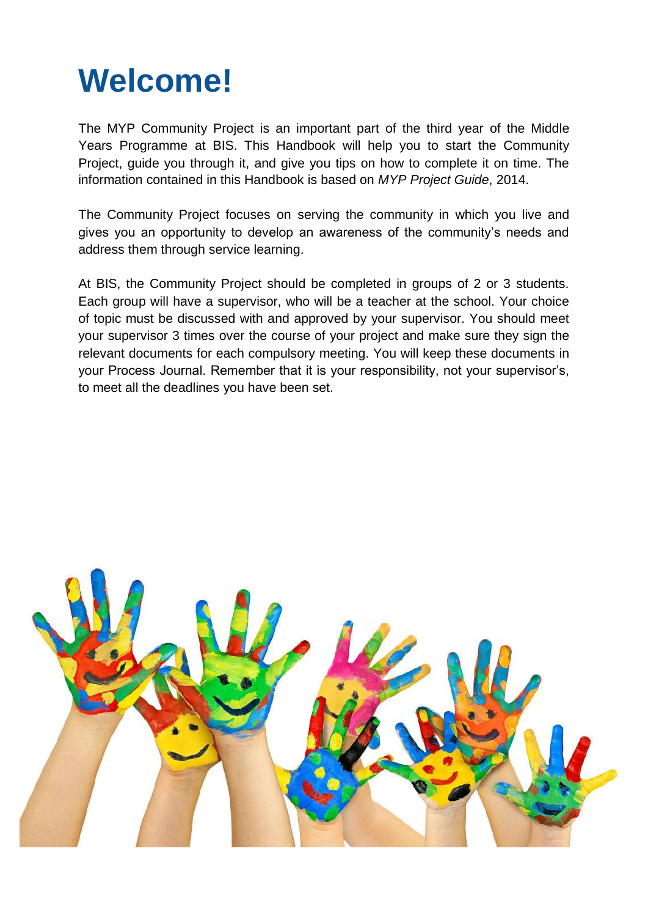# Welcome!

The MYP Community Project is an important part of the third year of the Middle Years Programme at BIS. This Handbook will help you to start the Community Project, guide you through it, and give you tips on how to complete it on time. The information contained in this Handbook is based on *MYP Project Guide*, 2014.

The Community Project focuses on serving the community in which you live and gives you an opportunity to develop an awareness of the community's needs and address them through service learning.

At BIS, the Community Project should be completed in groups of 2 or 3 students. Each group will have a supervisor, who will be a teacher at the school. Your choice of topic must be discussed with and approved by your supervisor. You should meet your supervisor 3 times over the course of your project and make sure they sign the relevant documents for each compulsory meeting. You will keep these documents in your Process Journal. Remember that it is your responsibility, not your supervisor's, to meet all the deadlines you have been set.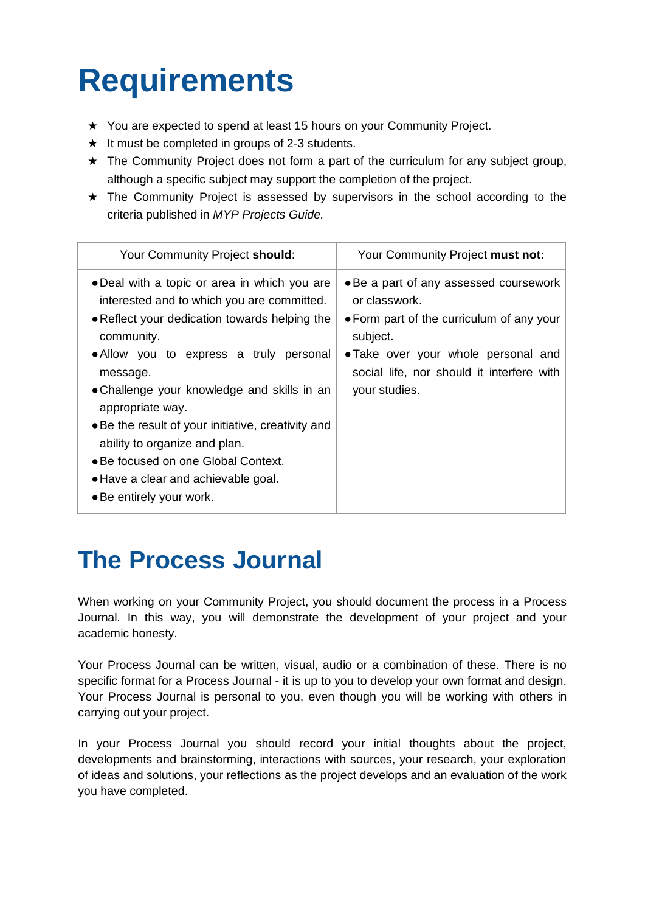# Requirements

★ You are expected to spend at least 15 hours on your Community Project.
★ It must be completed in groups of 2-3 students.
★ The Community Project does not form a part of the curriculum for any subject group, although a specific subject may support the completion of the project.
★ The Community Project is assessed by supervisors in the school according to the criteria published in *MYP Projects Guide.*

| Your Community Project **should**: | Your Community Project **must not:** |
|---|---|
| • Deal with a topic or area in which you are interested and to which you are committed.<br>• Reflect your dedication towards helping the community.<br>• Allow you to express a truly personal message.<br>• Challenge your knowledge and skills in an appropriate way.<br>• Be the result of your initiative, creativity and ability to organize and plan.<br>• Be focused on one Global Context.<br>• Have a clear and achievable goal.<br>• Be entirely your work. | • Be a part of any assessed coursework or classwork.<br>• Form part of the curriculum of any your subject.<br>• Take over your whole personal and social life, nor should it interfere with your studies. |

# The Process Journal

When working on your Community Project, you should document the process in a Process Journal. In this way, you will demonstrate the development of your project and your academic honesty.

Your Process Journal can be written, visual, audio or a combination of these. There is no specific format for a Process Journal - it is up to you to develop your own format and design. Your Process Journal is personal to you, even though you will be working with others in carrying out your project.

In your Process Journal you should record your initial thoughts about the project, developments and brainstorming, interactions with sources, your research, your exploration of ideas and solutions, your reflections as the project develops and an evaluation of the work you have completed.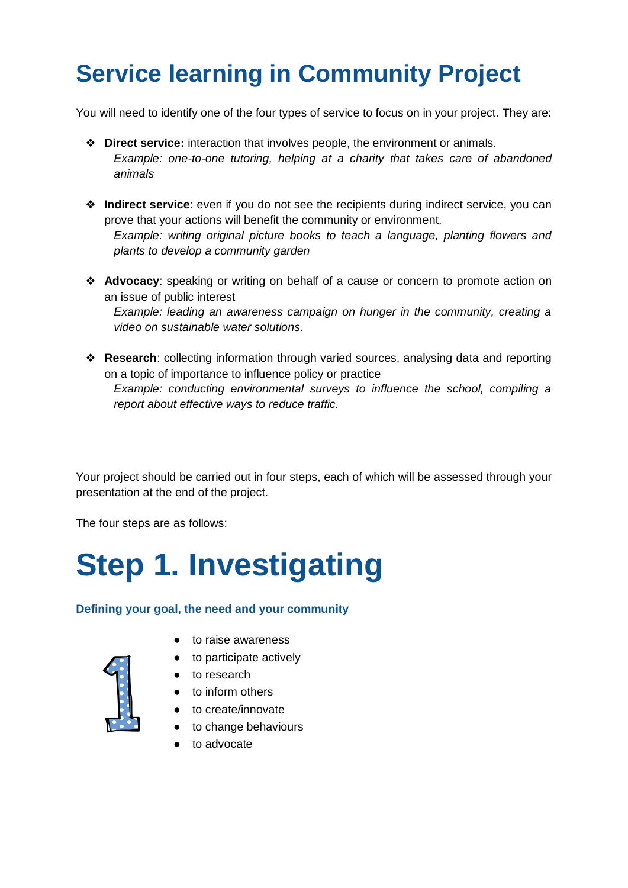# Service learning in Community Project

You will need to identify one of the four types of service to focus on in your project. They are:

- **Direct service:** interaction that involves people, the environment or animals.
  *Example: one-to-one tutoring, helping at a charity that takes care of abandoned animals*

- **Indirect service**: even if you do not see the recipients during indirect service, you can prove that your actions will benefit the community or environment.
  *Example: writing original picture books to teach a language, planting flowers and plants to develop a community garden*

- **Advocacy**: speaking or writing on behalf of a cause or concern to promote action on an issue of public interest
  *Example: leading an awareness campaign on hunger in the community, creating a video on sustainable water solutions.*

- **Research**: collecting information through varied sources, analysing data and reporting on a topic of importance to influence policy or practice
  *Example: conducting environmental surveys to influence the school, compiling a report about effective ways to reduce traffic.*

Your project should be carried out in four steps, each of which will be assessed through your presentation at the end of the project.

The four steps are as follows:

# Step 1. Investigating

### Defining your goal, the need and your community

- to raise awareness
- to participate actively
- to research
- to inform others
- to create/innovate
- to change behaviours
- to advocate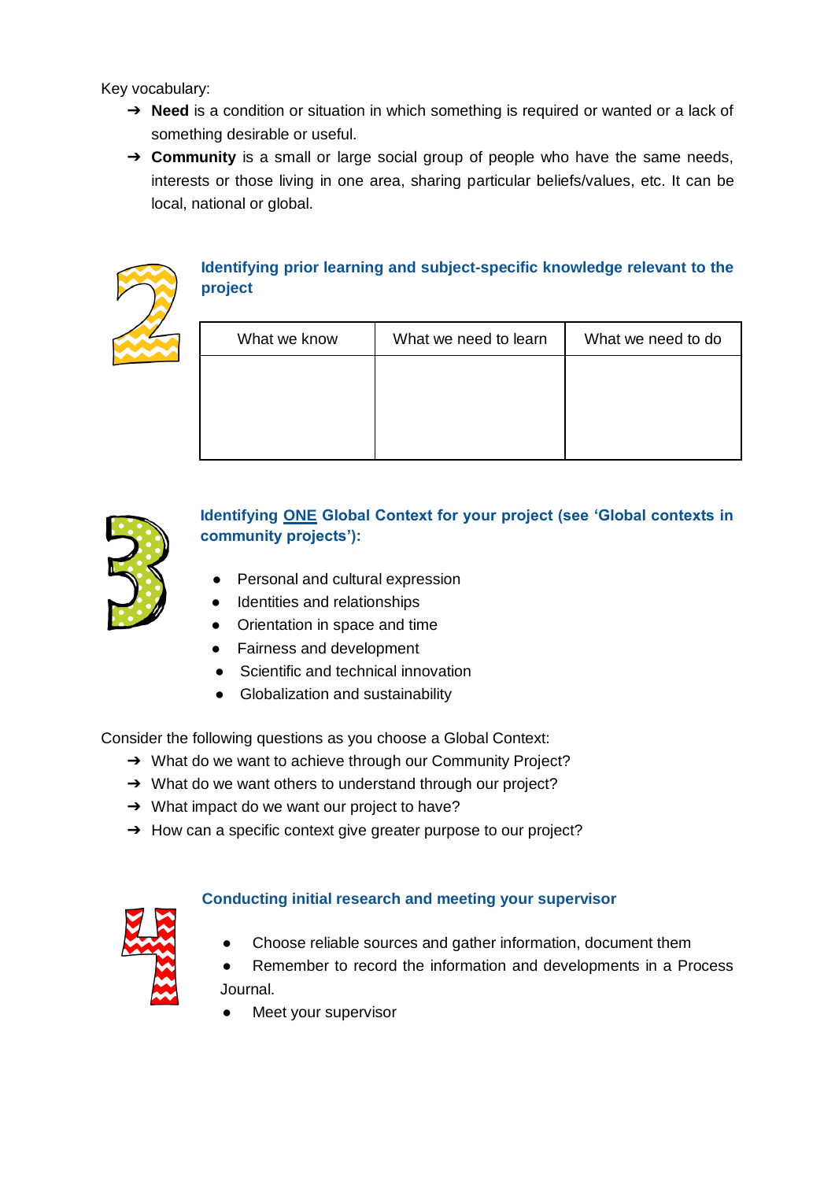Key vocabulary:

- ➔ **Need** is a condition or situation in which something is required or wanted or a lack of something desirable or useful.
- ➔ **Community** is a small or large social group of people who have the same needs, interests or those living in one area, sharing particular beliefs/values, etc. It can be local, national or global.

## 2 Identifying prior learning and subject-specific knowledge relevant to the project

| What we know | What we need to learn | What we need to do |
|---|---|---|
| | | |

## 3 Identifying ONE Global Context for your project (see 'Global contexts in community projects'):

- Personal and cultural expression
- Identities and relationships
- Orientation in space and time
- Fairness and development
- Scientific and technical innovation
- Globalization and sustainability

Consider the following questions as you choose a Global Context:

- ➔ What do we want to achieve through our Community Project?
- ➔ What do we want others to understand through our project?
- ➔ What impact do we want our project to have?
- ➔ How can a specific context give greater purpose to our project?

## 4 Conducting initial research and meeting your supervisor

- Choose reliable sources and gather information, document them
- Remember to record the information and developments in a Process Journal.
- Meet your supervisor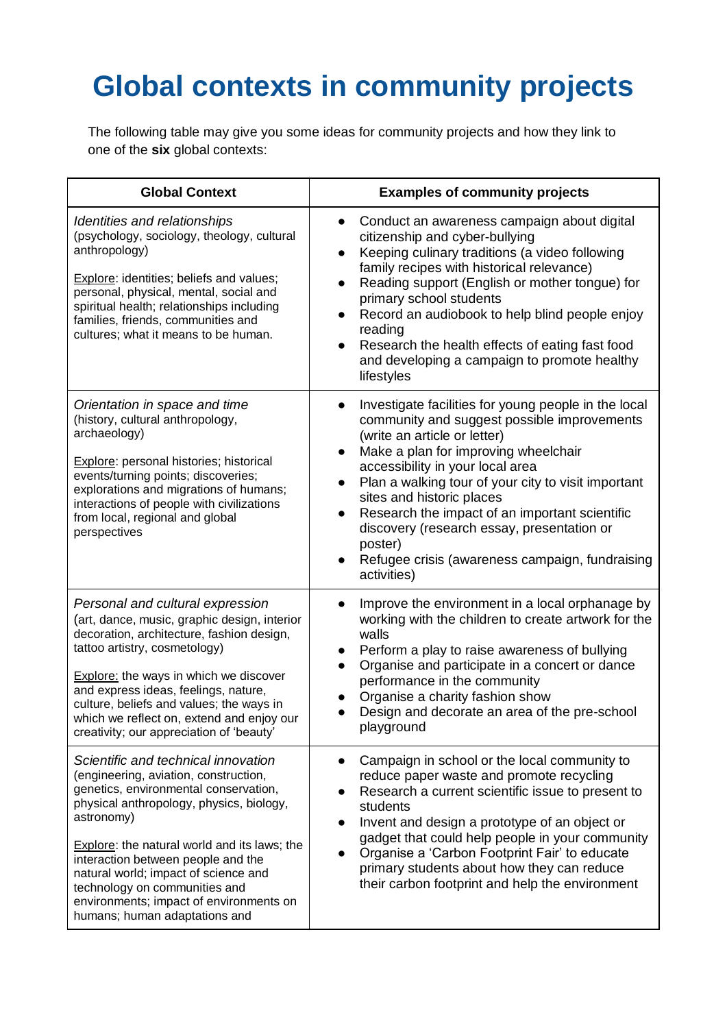# Global contexts in community projects

The following table may give you some ideas for community projects and how they link to one of the **six** global contexts:

| Global Context | Examples of community projects |
| --- | --- |
| *Identities and relationships* (psychology, sociology, theology, cultural anthropology)<br><br>Explore: identities; beliefs and values; personal, physical, mental, social and spiritual health; relationships including families, friends, communities and cultures; what it means to be human. | • Conduct an awareness campaign about digital citizenship and cyber-bullying<br>• Keeping culinary traditions (a video following family recipes with historical relevance)<br>• Reading support (English or mother tongue) for primary school students<br>• Record an audiobook to help blind people enjoy reading<br>• Research the health effects of eating fast food and developing a campaign to promote healthy lifestyles |
| *Orientation in space and time* (history, cultural anthropology, archaeology)<br><br>Explore: personal histories; historical events/turning points; discoveries; explorations and migrations of humans; interactions of people with civilizations from local, regional and global perspectives | • Investigate facilities for young people in the local community and suggest possible improvements (write an article or letter)<br>• Make a plan for improving wheelchair accessibility in your local area<br>• Plan a walking tour of your city to visit important sites and historic places<br>• Research the impact of an important scientific discovery (research essay, presentation or poster)<br>• Refugee crisis (awareness campaign, fundraising activities) |
| *Personal and cultural expression* (art, dance, music, graphic design, interior decoration, architecture, fashion design, tattoo artistry, cosmetology)<br><br>Explore: the ways in which we discover and express ideas, feelings, nature, culture, beliefs and values; the ways in which we reflect on, extend and enjoy our creativity; our appreciation of 'beauty' | • Improve the environment in a local orphanage by working with the children to create artwork for the walls<br>• Perform a play to raise awareness of bullying<br>• Organise and participate in a concert or dance performance in the community<br>• Organise a charity fashion show<br>• Design and decorate an area of the pre-school playground |
| *Scientific and technical innovation* (engineering, aviation, construction, genetics, environmental conservation, physical anthropology, physics, biology, astronomy)<br><br>Explore: the natural world and its laws; the interaction between people and the natural world; impact of science and technology on communities and environments; impact of environments on humans; human adaptations and | • Campaign in school or the local community to reduce paper waste and promote recycling<br>• Research a current scientific issue to present to students<br>• Invent and design a prototype of an object or gadget that could help people in your community<br>• Organise a 'Carbon Footprint Fair' to educate primary students about how they can reduce their carbon footprint and help the environment |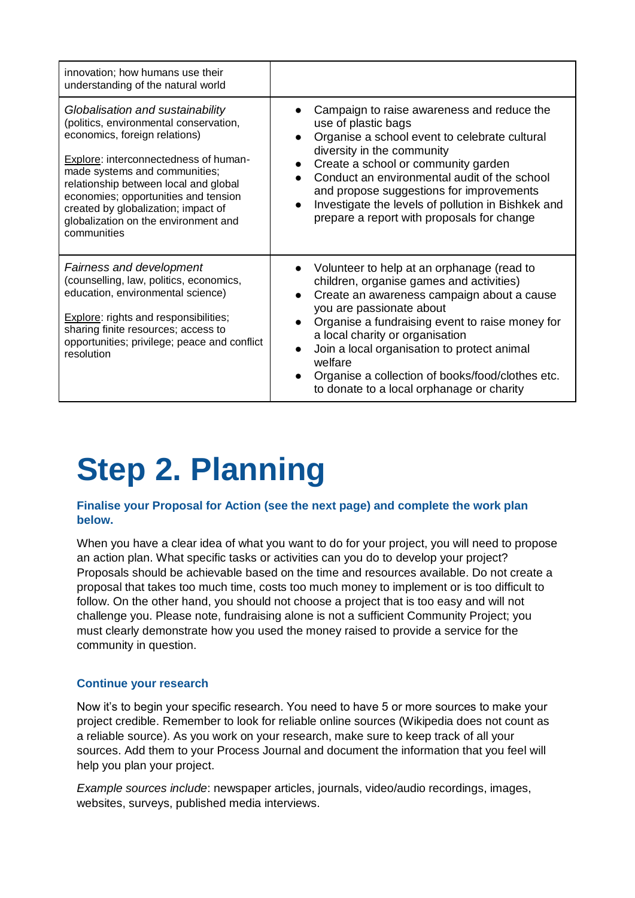| | |
|---|---|
| innovation; how humans use their understanding of the natural world | |
| *Globalisation and sustainability* (politics, environmental conservation, economics, foreign relations)<br><br><u>Explore</u>: interconnectedness of human-made systems and communities; relationship between local and global economies; opportunities and tension created by globalization; impact of globalization on the environment and communities | • Campaign to raise awareness and reduce the use of plastic bags<br>• Organise a school event to celebrate cultural diversity in the community<br>• Create a school or community garden<br>• Conduct an environmental audit of the school and propose suggestions for improvements<br>• Investigate the levels of pollution in Bishkek and prepare a report with proposals for change |
| *Fairness and development* (counselling, law, politics, economics, education, environmental science)<br><br><u>Explore</u>: rights and responsibilities; sharing finite resources; access to opportunities; privilege; peace and conflict resolution | • Volunteer to help at an orphanage (read to children, organise games and activities)<br>• Create an awareness campaign about a cause you are passionate about<br>• Organise a fundraising event to raise money for a local charity or organisation<br>• Join a local organisation to protect animal welfare<br>• Organise a collection of books/food/clothes etc. to donate to a local orphanage or charity |

# Step 2. Planning

**Finalise your Proposal for Action (see the next page) and complete the work plan below.**

When you have a clear idea of what you want to do for your project, you will need to propose an action plan. What specific tasks or activities can you do to develop your project? Proposals should be achievable based on the time and resources available. Do not create a proposal that takes too much time, costs too much money to implement or is too difficult to follow. On the other hand, you should not choose a project that is too easy and will not challenge you. Please note, fundraising alone is not a sufficient Community Project; you must clearly demonstrate how you used the money raised to provide a service for the community in question.

### Continue your research

Now it's to begin your specific research. You need to have 5 or more sources to make your project credible. Remember to look for reliable online sources (Wikipedia does not count as a reliable source). As you work on your research, make sure to keep track of all your sources. Add them to your Process Journal and document the information that you feel will help you plan your project.

*Example sources include*: newspaper articles, journals, video/audio recordings, images, websites, surveys, published media interviews.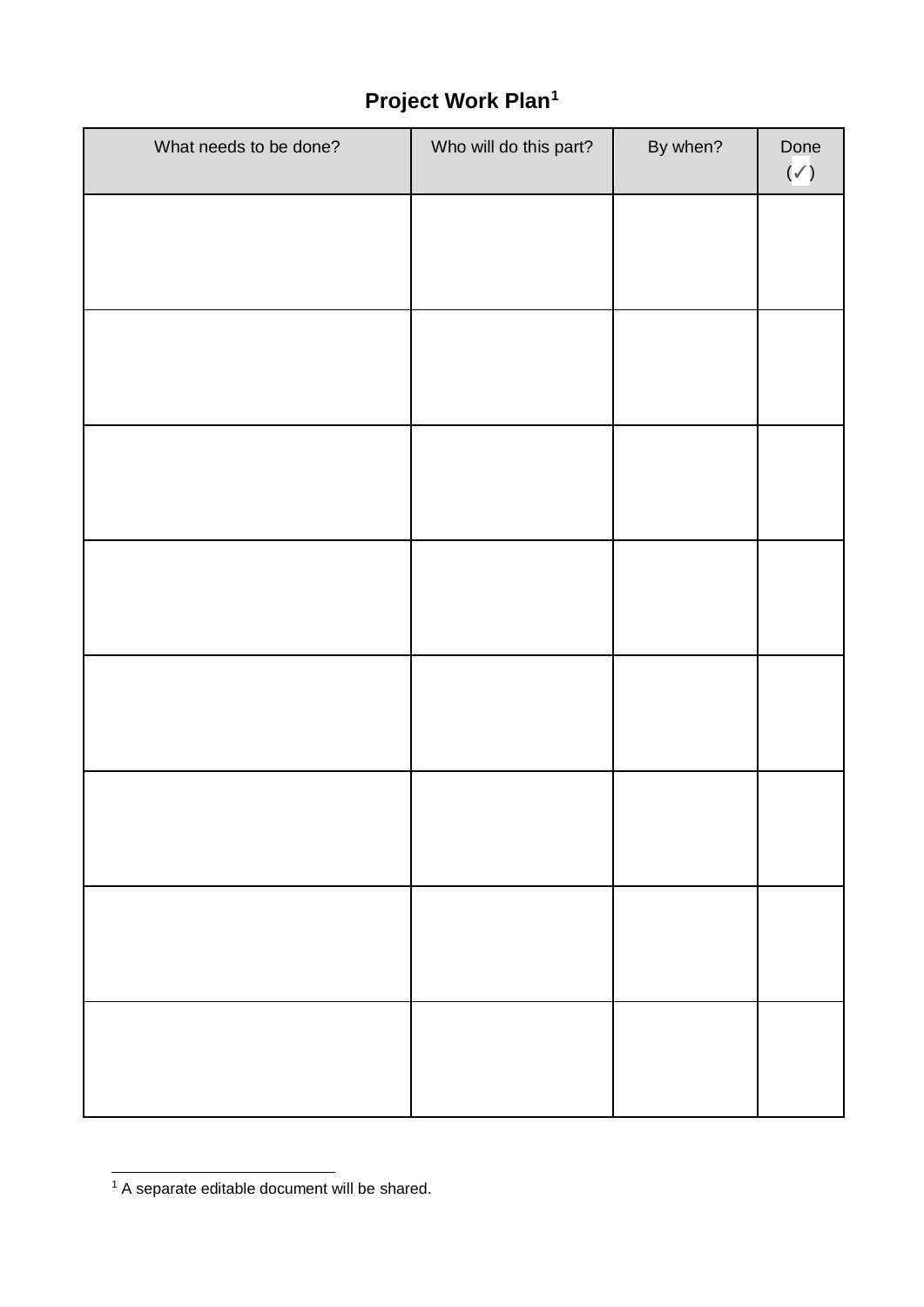## Project Work Plan[1]

| What needs to be done? | Who will do this part? | By when? | Done (✓) |
|---|---|---|---|
| | | | |
| | | | |
| | | | |
| | | | |
| | | | |
| | | | |
| | | | |
| | | | |

[1] A separate editable document will be shared.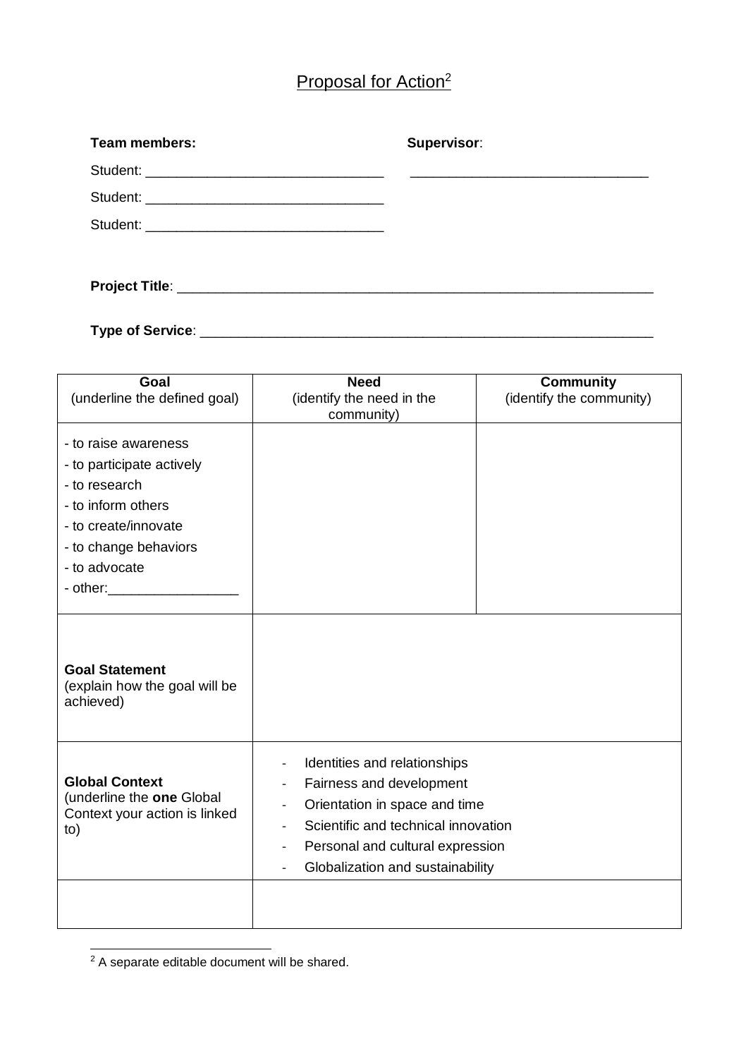# Proposal for Action[2]

**Team members:**

Student: _______________________________

Student: _______________________________

Student: _______________________________

**Supervisor**:

_______________________________

**Project Title**: _______________________________________________________________

**Type of Service**: _____________________________________________________________

| Goal<br>(underline the defined goal) | Need<br>(identify the need in the community) | Community<br>(identify the community) |
|---|---|---|
| - to raise awareness<br>- to participate actively<br>- to research<br>- to inform others<br>- to create/innovate<br>- to change behaviors<br>- to advocate<br>- other:_________________ | | |
| **Goal Statement**<br>(explain how the goal will be achieved) | | |
| **Global Context**<br>(underline the **one** Global Context your action is linked to) | - Identities and relationships<br>- Fairness and development<br>- Orientation in space and time<br>- Scientific and technical innovation<br>- Personal and cultural expression<br>- Globalization and sustainability | |
| | | |

[2] A separate editable document will be shared.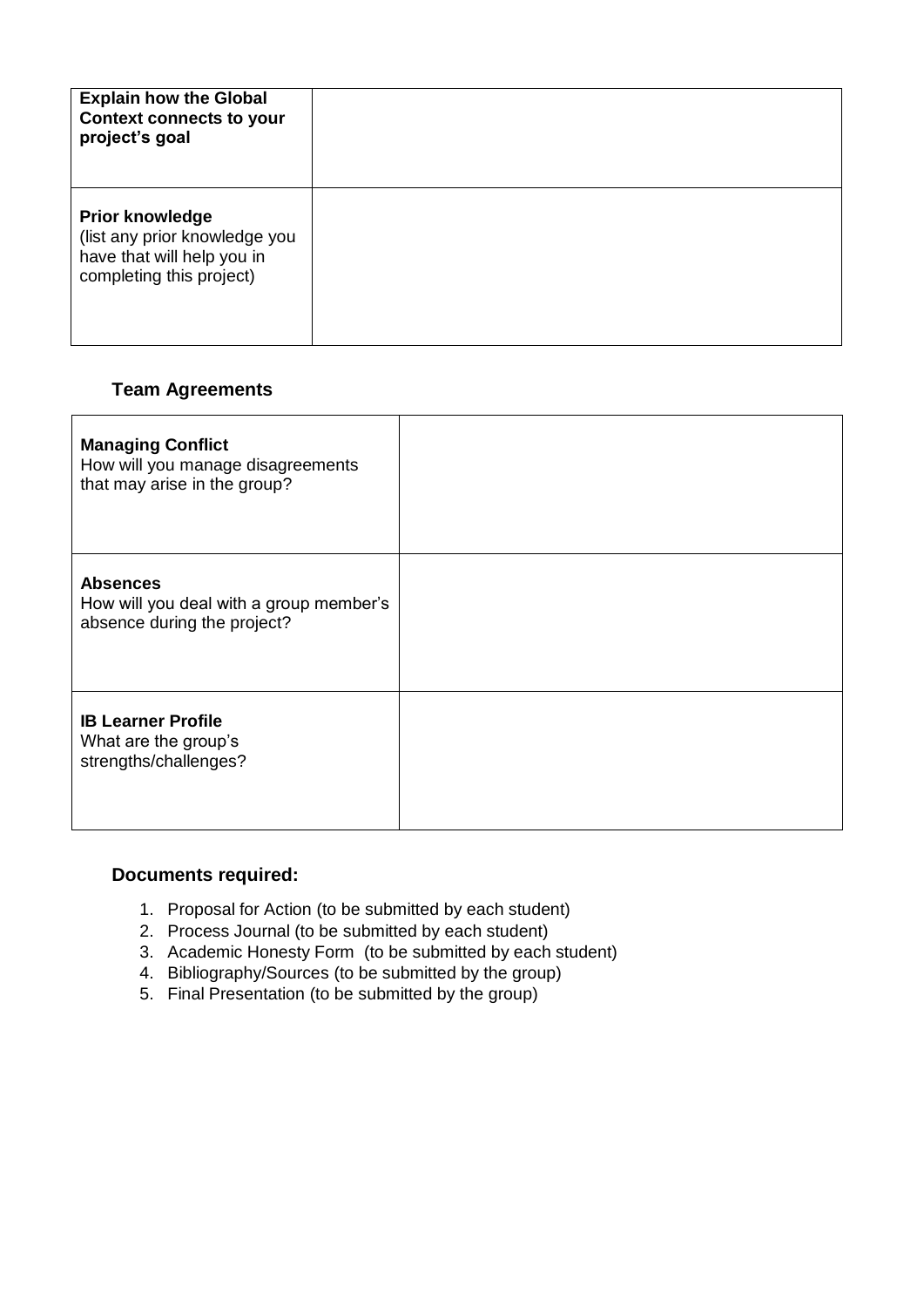| **Explain how the Global Context connects to your project's goal** | |
|---|---|
| **Prior knowledge** (list any prior knowledge you have that will help you in completing this project) | |

### Team Agreements

| **Managing Conflict** How will you manage disagreements that may arise in the group? | |
|---|---|
| **Absences** How will you deal with a group member's absence during the project? | |
| **IB Learner Profile** What are the group's strengths/challenges? | |

### Documents required:

1. Proposal for Action (to be submitted by each student)
2. Process Journal (to be submitted by each student)
3. Academic Honesty Form (to be submitted by each student)
4. Bibliography/Sources (to be submitted by the group)
5. Final Presentation (to be submitted by the group)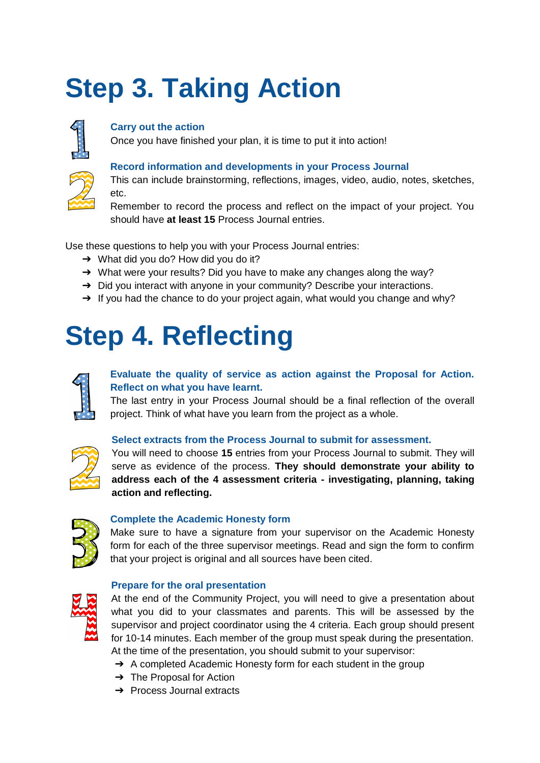# Step 3. Taking Action

1. **Carry out the action**
   Once you have finished your plan, it is time to put it into action!

2. **Record information and developments in your Process Journal**
   This can include brainstorming, reflections, images, video, audio, notes, sketches, etc.
   Remember to record the process and reflect on the impact of your project. You should have **at least 15** Process Journal entries.

Use these questions to help you with your Process Journal entries:

- ➔ What did you do? How did you do it?
- ➔ What were your results? Did you have to make any changes along the way?
- ➔ Did you interact with anyone in your community? Describe your interactions.
- ➔ If you had the chance to do your project again, what would you change and why?

# Step 4. Reflecting

1. **Evaluate the quality of service as action against the Proposal for Action. Reflect on what you have learnt.**
   The last entry in your Process Journal should be a final reflection of the overall project. Think of what have you learn from the project as a whole.

2. **Select extracts from the Process Journal to submit for assessment.**
   You will need to choose **15** entries from your Process Journal to submit. They will serve as evidence of the process. **They should demonstrate your ability to address each of the 4 assessment criteria - investigating, planning, taking action and reflecting.**

3. **Complete the Academic Honesty form**
   Make sure to have a signature from your supervisor on the Academic Honesty form for each of the three supervisor meetings. Read and sign the form to confirm that your project is original and all sources have been cited.

4. **Prepare for the oral presentation**
   At the end of the Community Project, you will need to give a presentation about what you did to your classmates and parents. This will be assessed by the supervisor and project coordinator using the 4 criteria. Each group should present for 10-14 minutes. Each member of the group must speak during the presentation.
   At the time of the presentation, you should submit to your supervisor:
   - ➔ A completed Academic Honesty form for each student in the group
   - ➔ The Proposal for Action
   - ➔ Process Journal extracts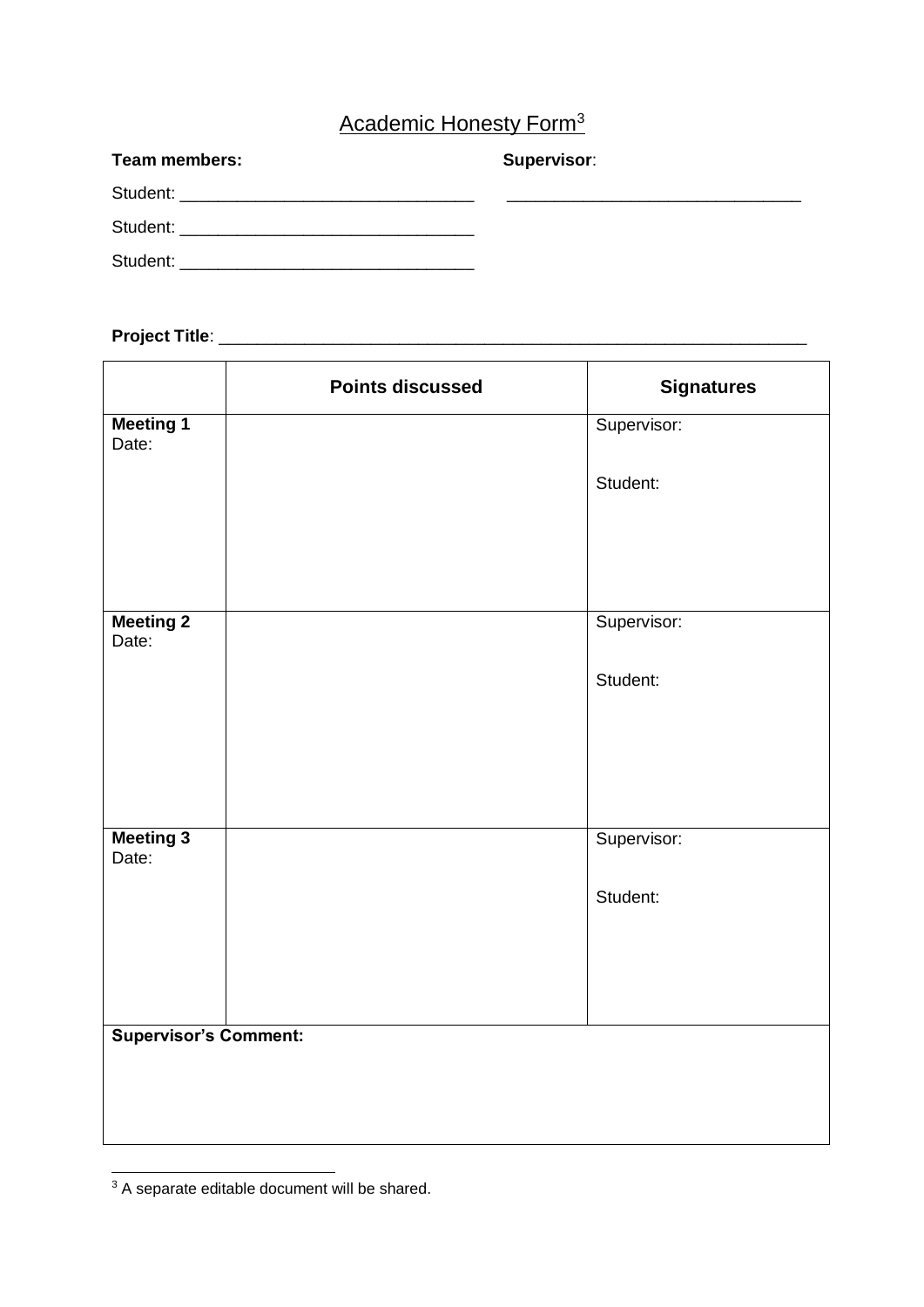## Academic Honesty Form[3]

**Team members:** **Supervisor**:

Student: ______________________________ ______________________________

Student: ______________________________

Student: ______________________________

**Project Title**: ______________________________________________________________

| | **Points discussed** | **Signatures** |
|---|---|---|
| **Meeting 1**<br>Date: | | Supervisor:<br><br>Student: |
| **Meeting 2**<br>Date: | | Supervisor:<br><br>Student: |
| **Meeting 3**<br>Date: | | Supervisor:<br><br>Student: |
| **Supervisor's Comment:** | | |

[3] A separate editable document will be shared.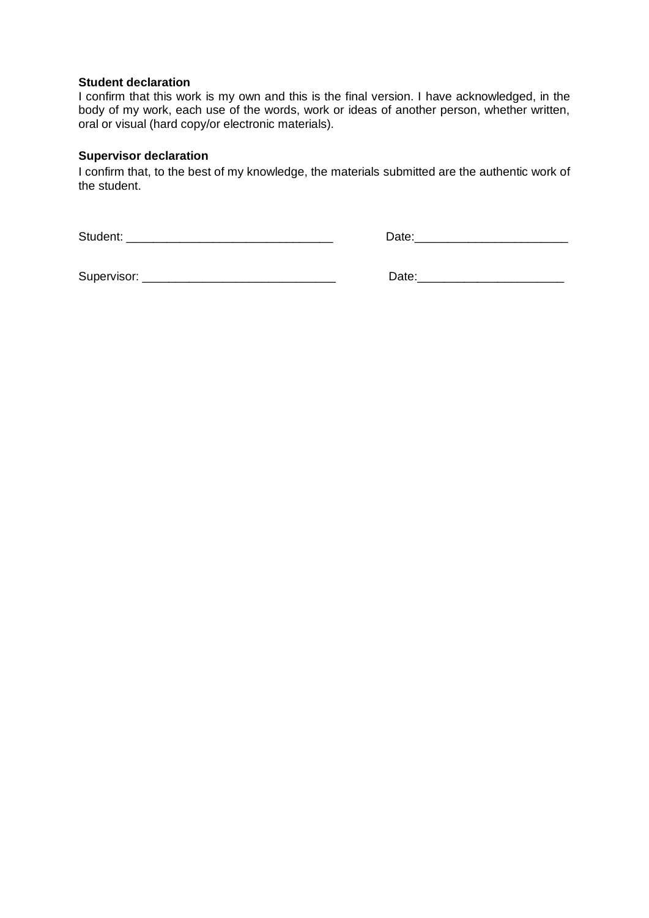**Student declaration**

I confirm that this work is my own and this is the final version. I have acknowledged, in the body of my work, each use of the words, work or ideas of another person, whether written, oral or visual (hard copy/or electronic materials).

**Supervisor declaration**

I confirm that, to the best of my knowledge, the materials submitted are the authentic work of the student.

Student: _______________________________ Date:_______________________

Supervisor: _____________________________ Date:______________________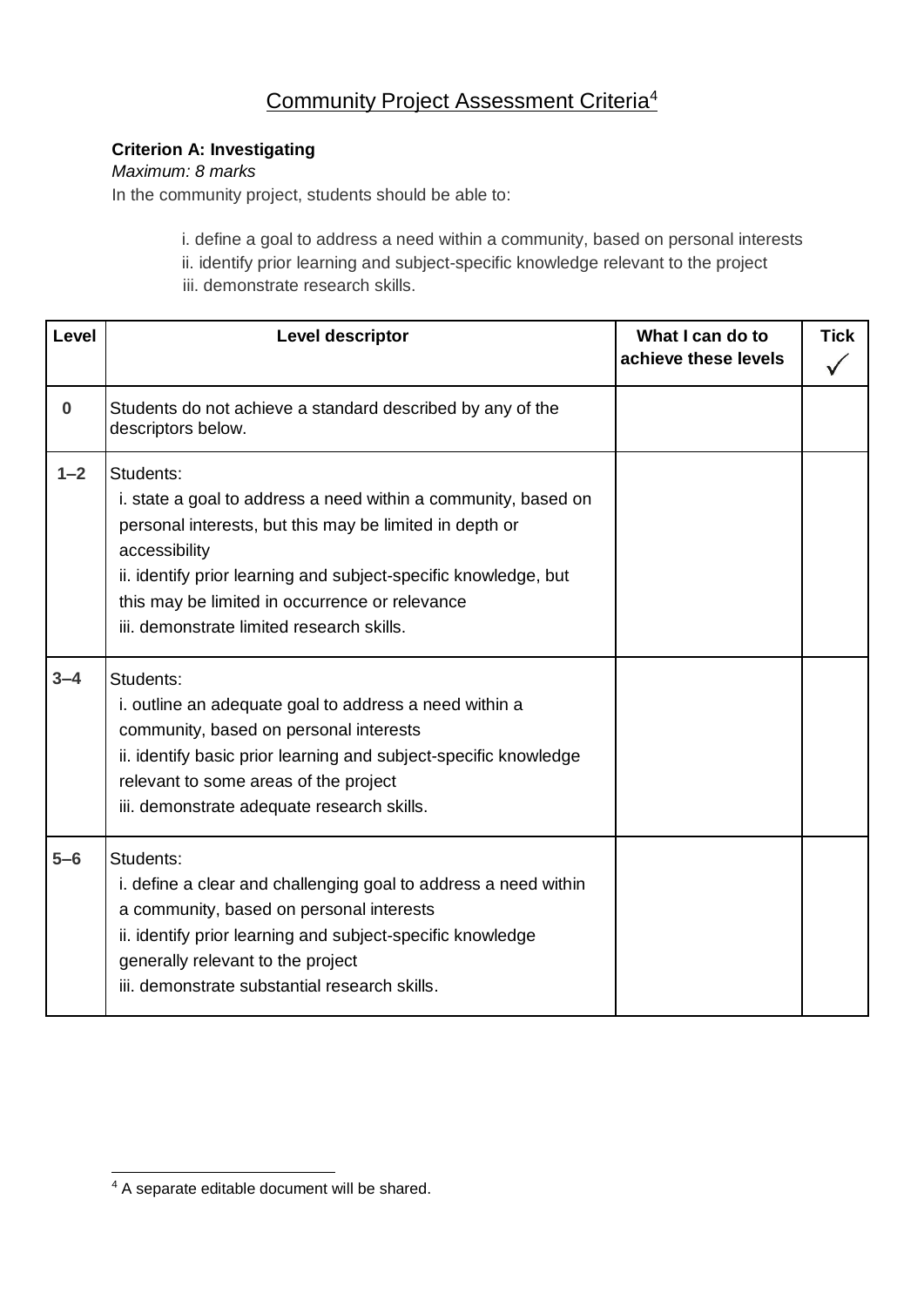# Community Project Assessment Criteria[4]

**Criterion A: Investigating**

*Maximum: 8 marks*

In the community project, students should be able to:

i. define a goal to address a need within a community, based on personal interests
ii. identify prior learning and subject-specific knowledge relevant to the project
iii. demonstrate research skills.

| Level | Level descriptor | What I can do to achieve these levels | Tick ✓ |
|---|---|---|---|
| 0 | Students do not achieve a standard described by any of the descriptors below. | | |
| 1–2 | Students:<br>i. state a goal to address a need within a community, based on personal interests, but this may be limited in depth or accessibility<br>ii. identify prior learning and subject-specific knowledge, but this may be limited in occurrence or relevance<br>iii. demonstrate limited research skills. | | |
| 3–4 | Students:<br>i. outline an adequate goal to address a need within a community, based on personal interests<br>ii. identify basic prior learning and subject-specific knowledge relevant to some areas of the project<br>iii. demonstrate adequate research skills. | | |
| 5–6 | Students:<br>i. define a clear and challenging goal to address a need within a community, based on personal interests<br>ii. identify prior learning and subject-specific knowledge generally relevant to the project<br>iii. demonstrate substantial research skills. | | |

[4] A separate editable document will be shared.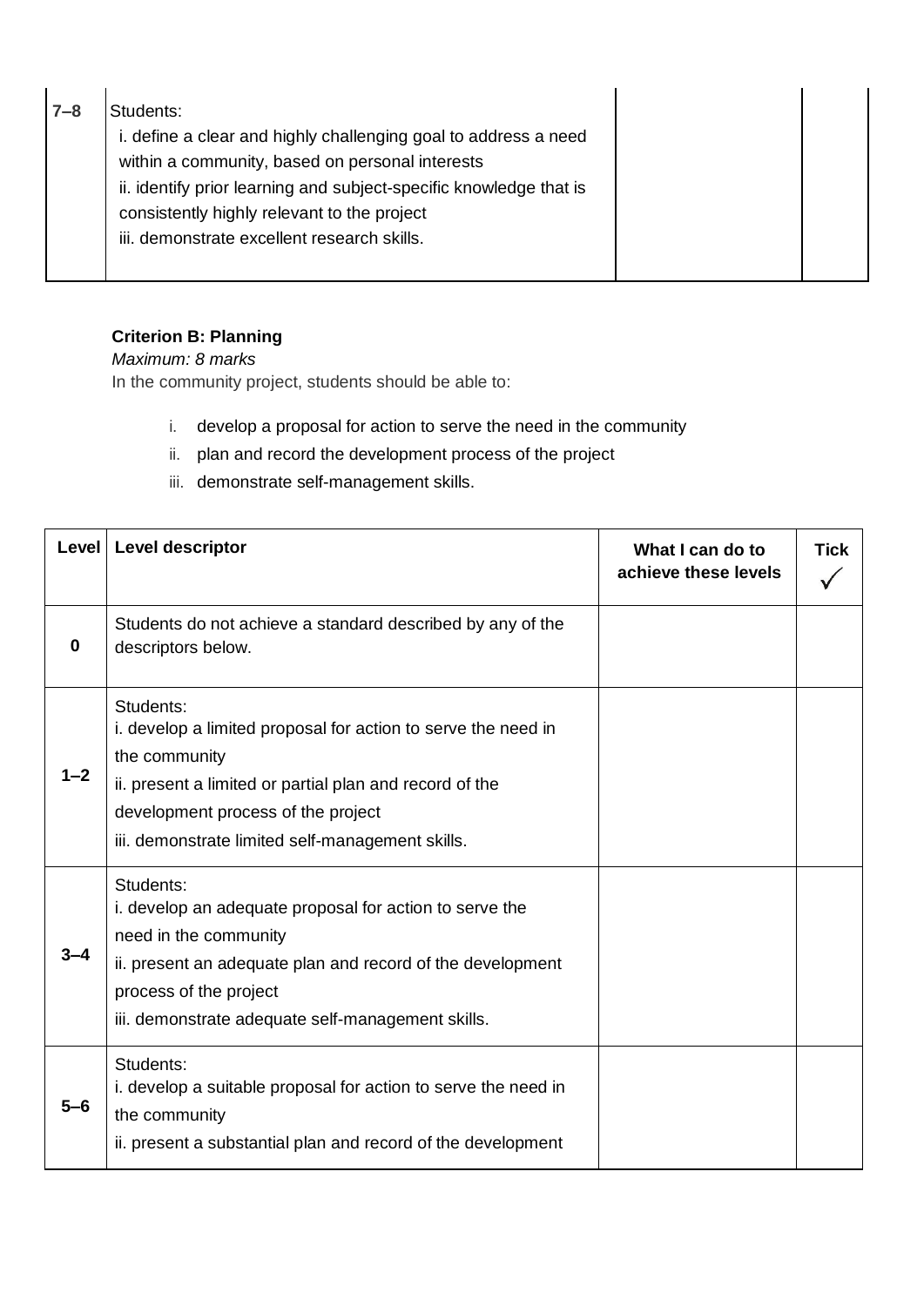| | | | |
|---|---|---|---|
| 7–8 | Students:<br>i. define a clear and highly challenging goal to address a need within a community, based on personal interests<br>ii. identify prior learning and subject-specific knowledge that is consistently highly relevant to the project<br>iii. demonstrate excellent research skills. | | |

**Criterion B: Planning**

*Maximum: 8 marks*

In the community project, students should be able to:

i. develop a proposal for action to serve the need in the community
ii. plan and record the development process of the project
iii. demonstrate self-management skills.

| Level | Level descriptor | What I can do to achieve these levels | Tick ✓ |
|---|---|---|---|
| 0 | Students do not achieve a standard described by any of the descriptors below. | | |
| 1–2 | Students:<br>i. develop a limited proposal for action to serve the need in the community<br>ii. present a limited or partial plan and record of the development process of the project<br>iii. demonstrate limited self-management skills. | | |
| 3–4 | Students:<br>i. develop an adequate proposal for action to serve the need in the community<br>ii. present an adequate plan and record of the development process of the project<br>iii. demonstrate adequate self-management skills. | | |
| 5–6 | Students:<br>i. develop a suitable proposal for action to serve the need in the community<br>ii. present a substantial plan and record of the development | | |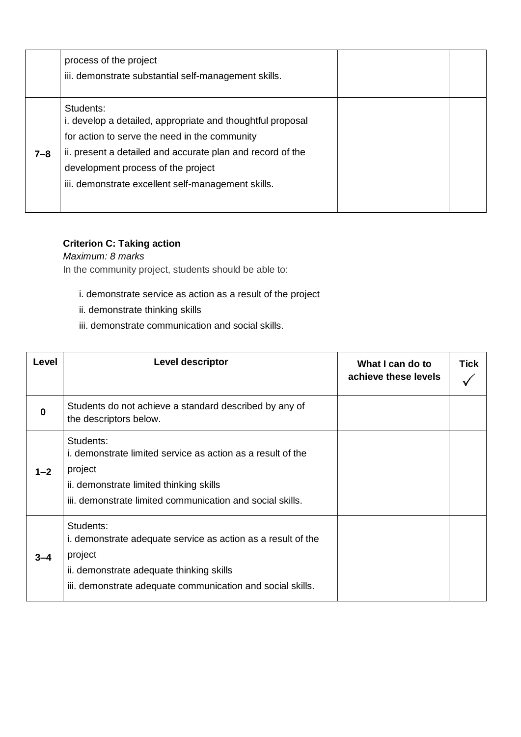| | | | |
|---|---|---|---|
| | process of the project<br>iii. demonstrate substantial self-management skills. | | |
| **7–8** | Students:<br>i. develop a detailed, appropriate and thoughtful proposal for action to serve the need in the community<br>ii. present a detailed and accurate plan and record of the development process of the project<br>iii. demonstrate excellent self-management skills. | | |

**Criterion C: Taking action**

*Maximum: 8 marks*

In the community project, students should be able to:

i. demonstrate service as action as a result of the project

ii. demonstrate thinking skills

iii. demonstrate communication and social skills.

| Level | Level descriptor | What I can do to achieve these levels | Tick ✓ |
|---|---|---|---|
| **0** | Students do not achieve a standard described by any of the descriptors below. | | |
| **1–2** | Students:<br>i. demonstrate limited service as action as a result of the project<br>ii. demonstrate limited thinking skills<br>iii. demonstrate limited communication and social skills. | | |
| **3–4** | Students:<br>i. demonstrate adequate service as action as a result of the project<br>ii. demonstrate adequate thinking skills<br>iii. demonstrate adequate communication and social skills. | | |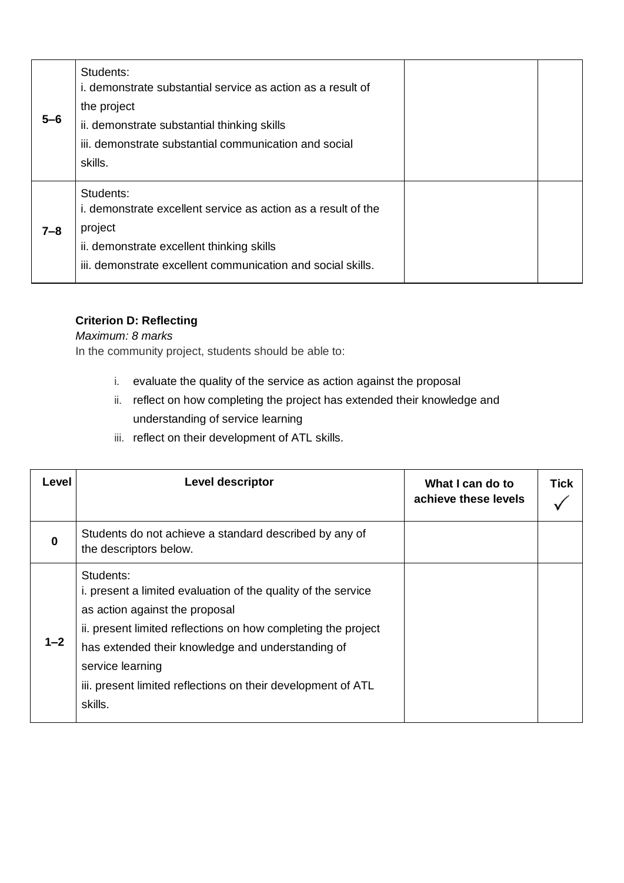| | | | |
|---|---|---|---|
| **5–6** | Students:<br>i. demonstrate substantial service as action as a result of the project<br>ii. demonstrate substantial thinking skills<br>iii. demonstrate substantial communication and social skills. | | |
| **7–8** | Students:<br>i. demonstrate excellent service as action as a result of the project<br>ii. demonstrate excellent thinking skills<br>iii. demonstrate excellent communication and social skills. | | |

**Criterion D: Reflecting**

*Maximum: 8 marks*

In the community project, students should be able to:

i. evaluate the quality of the service as action against the proposal
ii. reflect on how completing the project has extended their knowledge and understanding of service learning
iii. reflect on their development of ATL skills.

| Level | Level descriptor | What I can do to achieve these levels | Tick ✓ |
|---|---|---|---|
| **0** | Students do not achieve a standard described by any of the descriptors below. | | |
| **1–2** | Students:<br>i. present a limited evaluation of the quality of the service as action against the proposal<br>ii. present limited reflections on how completing the project has extended their knowledge and understanding of service learning<br>iii. present limited reflections on their development of ATL skills. | | |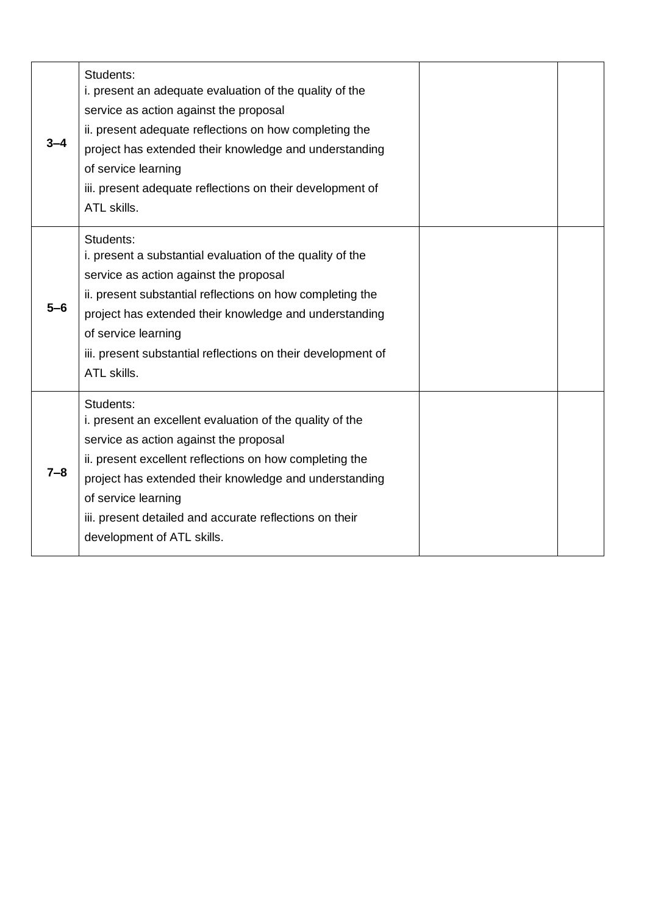| | | | |
|---|---|---|---|
| **3–4** | Students:<br>i. present an adequate evaluation of the quality of the service as action against the proposal<br>ii. present adequate reflections on how completing the project has extended their knowledge and understanding of service learning<br>iii. present adequate reflections on their development of ATL skills. | | |
| **5–6** | Students:<br>i. present a substantial evaluation of the quality of the service as action against the proposal<br>ii. present substantial reflections on how completing the project has extended their knowledge and understanding of service learning<br>iii. present substantial reflections on their development of ATL skills. | | |
| **7–8** | Students:<br>i. present an excellent evaluation of the quality of the service as action against the proposal<br>ii. present excellent reflections on how completing the project has extended their knowledge and understanding of service learning<br>iii. present detailed and accurate reflections on their development of ATL skills. | | |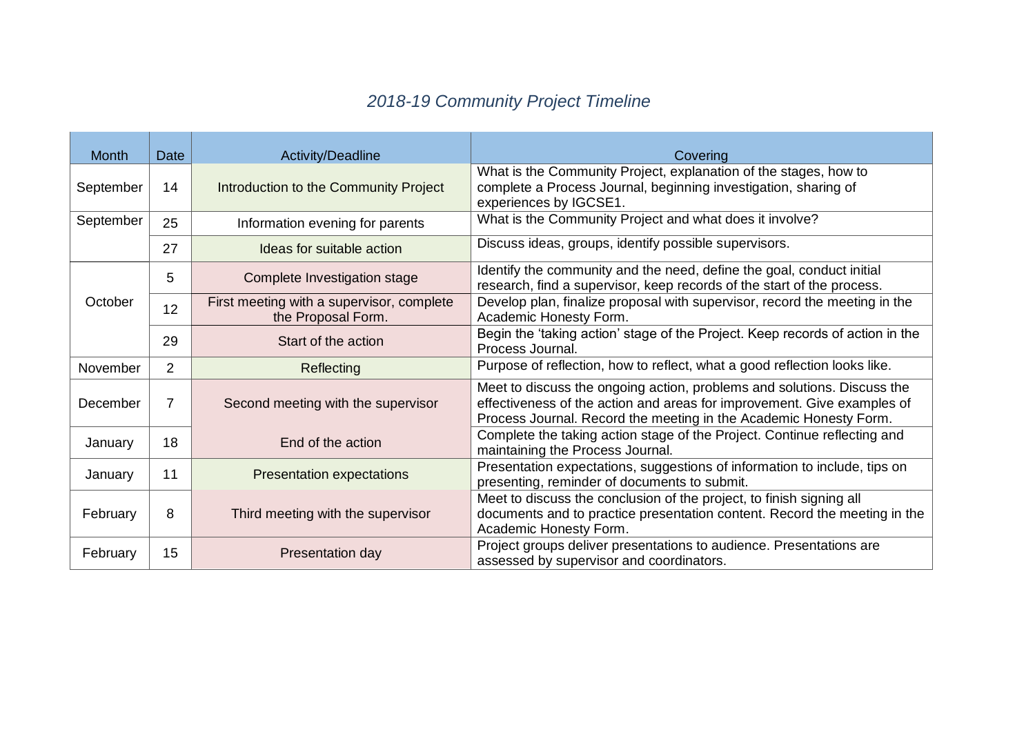*2018-19 Community Project Timeline*

| Month | Date | Activity/Deadline | Covering |
|---|---|---|---|
| September | 14 | Introduction to the Community Project | What is the Community Project, explanation of the stages, how to complete a Process Journal, beginning investigation, sharing of experiences by IGCSE1. |
| September | 25 | Information evening for parents | What is the Community Project and what does it involve? |
| | 27 | Ideas for suitable action | Discuss ideas, groups, identify possible supervisors. |
| October | 5 | Complete Investigation stage | Identify the community and the need, define the goal, conduct initial research, find a supervisor, keep records of the start of the process. |
| | 12 | First meeting with a supervisor, complete the Proposal Form. | Develop plan, finalize proposal with supervisor, record the meeting in the Academic Honesty Form. |
| | 29 | Start of the action | Begin the 'taking action' stage of the Project. Keep records of action in the Process Journal. |
| November | 2 | Reflecting | Purpose of reflection, how to reflect, what a good reflection looks like. |
| December | 7 | Second meeting with the supervisor | Meet to discuss the ongoing action, problems and solutions. Discuss the effectiveness of the action and areas for improvement. Give examples of Process Journal. Record the meeting in the Academic Honesty Form. |
| January | 18 | End of the action | Complete the taking action stage of the Project. Continue reflecting and maintaining the Process Journal. |
| January | 11 | Presentation expectations | Presentation expectations, suggestions of information to include, tips on presenting, reminder of documents to submit. |
| February | 8 | Third meeting with the supervisor | Meet to discuss the conclusion of the project, to finish signing all documents and to practice presentation content. Record the meeting in the Academic Honesty Form. |
| February | 15 | Presentation day | Project groups deliver presentations to audience. Presentations are assessed by supervisor and coordinators. |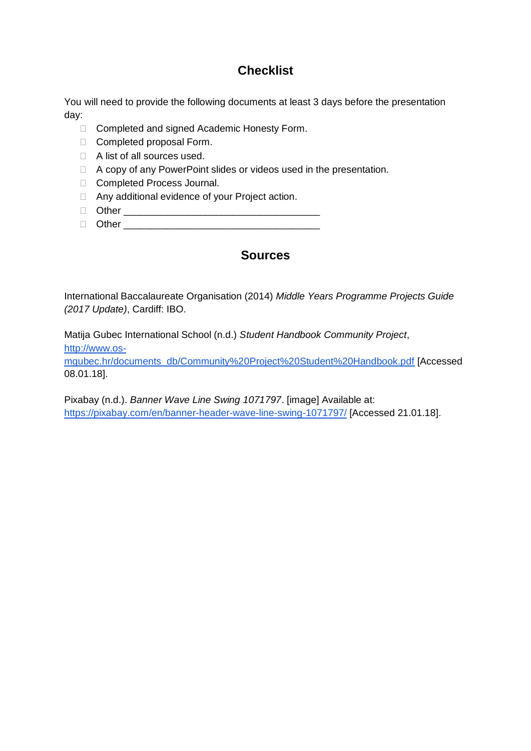## Checklist

You will need to provide the following documents at least 3 days before the presentation day:

- ☐ Completed and signed Academic Honesty Form.
- ☐ Completed proposal Form.
- ☐ A list of all sources used.
- ☐ A copy of any PowerPoint slides or videos used in the presentation.
- ☐ Completed Process Journal.
- ☐ Any additional evidence of your Project action.
- ☐ Other ___________________________________
- ☐ Other ___________________________________

## Sources

International Baccalaureate Organisation (2014) *Middle Years Programme Projects Guide (2017 Update)*, Cardiff: IBO.

Matija Gubec International School (n.d.) *Student Handbook Community Project*, http://www.os-mgubec.hr/documents_db/Community%20Project%20Student%20Handbook.pdf [Accessed 08.01.18].

Pixabay (n.d.). *Banner Wave Line Swing 1071797*. [image] Available at: https://pixabay.com/en/banner-header-wave-line-swing-1071797/ [Accessed 21.01.18].